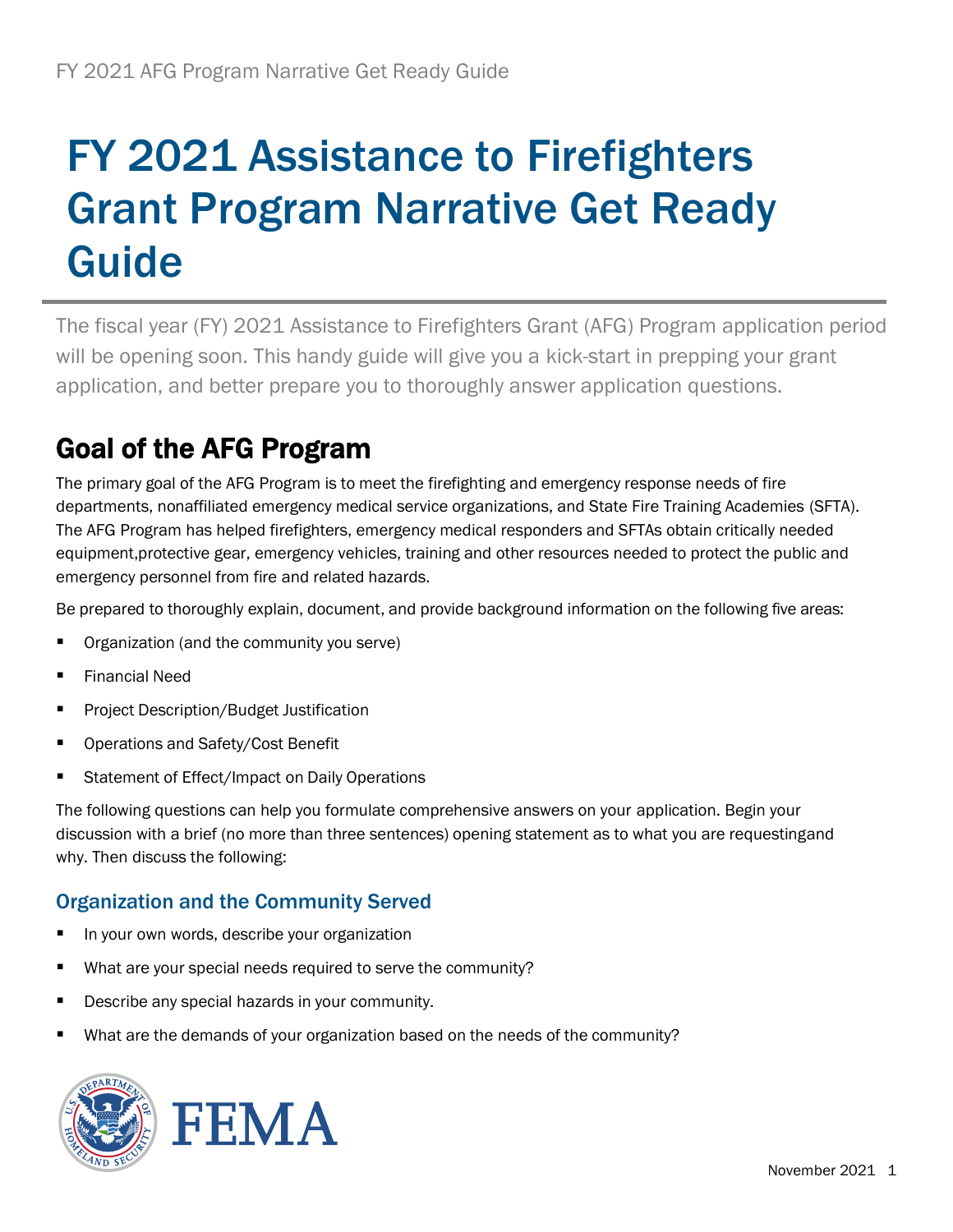# FY 2021 Assistance to Firefighters Grant Program Narrative Get Ready Guide

The fiscal year (FY) 2021 Assistance to Firefighters Grant (AFG) Program application period will be opening soon. This handy guide will give you a kick-start in prepping your grant application, and better prepare you to thoroughly answer application questions.

## Goal of the AFG Program

The primary goal of the AFG Program is to meet the firefighting and emergency response needs of fire departments, nonaffiliated emergency medical service organizations, and State Fire Training Academies (SFTA). The AFG Program has helped firefighters, emergency medical responders and SFTAs obtain critically needed equipment,protective gear, emergency vehicles, training and other resources needed to protect the public and emergency personnel from fire and related hazards.

Be prepared to thoroughly explain, document, and provide background information on the following five areas:

- Organization (and the community you serve)
- Financial Need
- Project Description/Budget Justification
- Operations and Safety/Cost Benefit
- Statement of Effect/Impact on Daily Operations

The following questions can help you formulate comprehensive answers on your application. Begin your discussion with a brief (no more than three sentences) opening statement as to what you are requestingand why. Then discuss the following:

### Organization and the Community Served

- In your own words, describe your organization
- What are your special needs required to serve the community?
- Describe any special hazards in your community.
- What are the demands of your organization based on the needs of the community?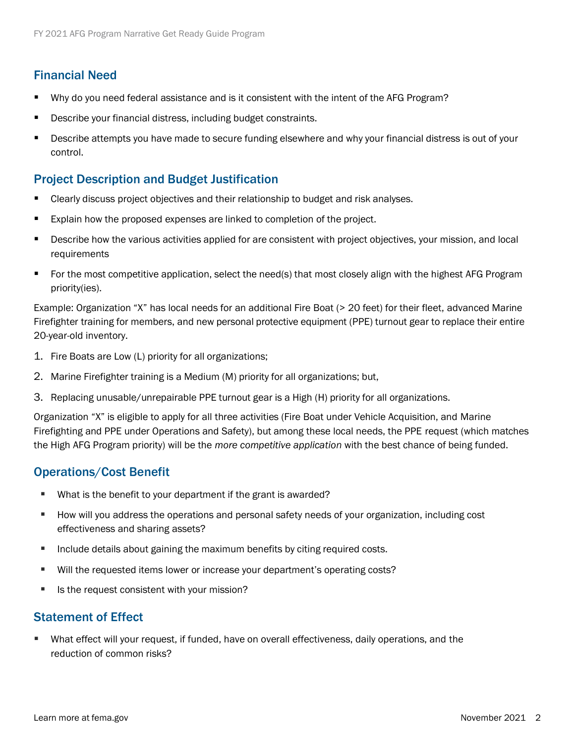## Financial Need

- Why do you need federal assistance and is it consistent with the intent of the AFG Program?
- Describe your financial distress, including budget constraints.
- Describe attempts you have made to secure funding elsewhere and why your financial distress is out of your control.

## Project Description and Budget Justification

- Clearly discuss project objectives and their relationship to budget and risk analyses.
- Explain how the proposed expenses are linked to completion of the project.
- Describe how the various activities applied for are consistent with project objectives, your mission, and local requirements
- For the most competitive application, select the need(s) that most closely align with the highest AFG Program priority(ies).

Example: Organization "X" has local needs for an additional Fire Boat (> 20 feet) for their fleet, advanced Marine Firefighter training for members, and new personal protective equipment (PPE) turnout gear to replace their entire 20-year-old inventory.

1. Fire Boats are Low (L) priority for all organizations;
2. Marine Firefighter training is a Medium (M) priority for all organizations; but,
3. Replacing unusable/unrepairable PPE turnout gear is a High (H) priority for all organizations.

Organization "X" is eligible to apply for all three activities (Fire Boat under Vehicle Acquisition, and Marine Firefighting and PPE under Operations and Safety), but among these local needs, the PPE request (which matches the High AFG Program priority) will be the *more competitive application* with the best chance of being funded.

## Operations/Cost Benefit

- What is the benefit to your department if the grant is awarded?
- How will you address the operations and personal safety needs of your organization, including cost effectiveness and sharing assets?
- Include details about gaining the maximum benefits by citing required costs.
- Will the requested items lower or increase your department's operating costs?
- Is the request consistent with your mission?

## Statement of Effect

- What effect will your request, if funded, have on overall effectiveness, daily operations, and the reduction of common risks?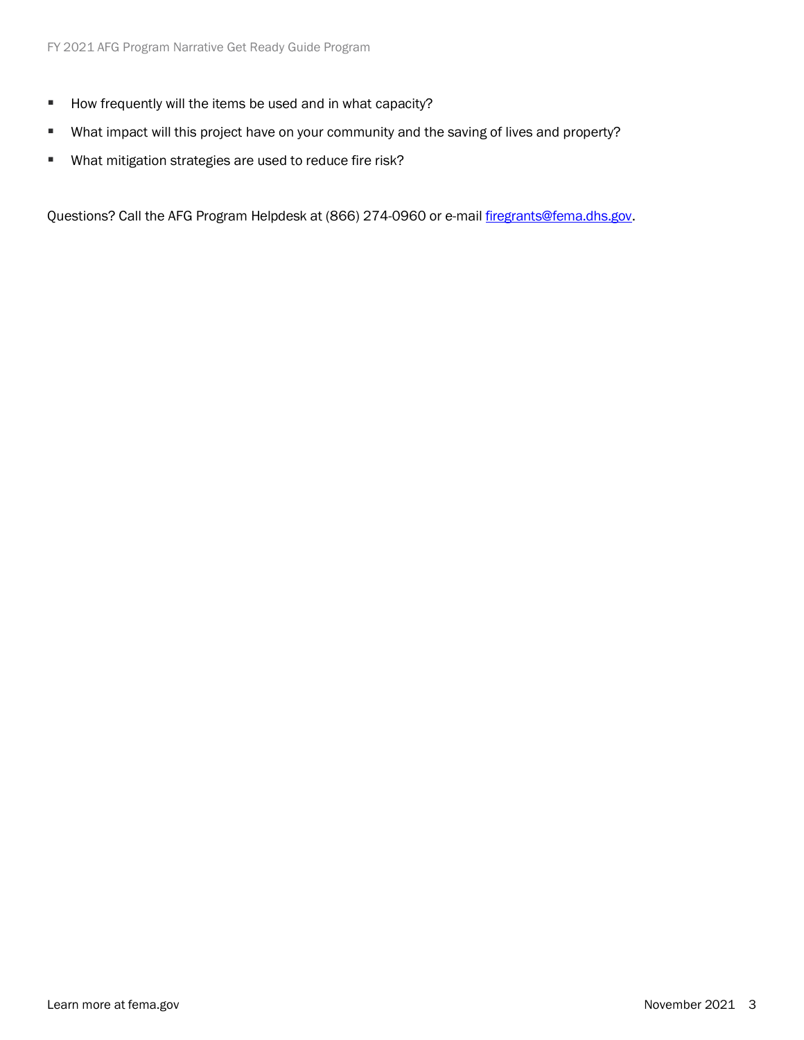- How frequently will the items be used and in what capacity?
- What impact will this project have on your community and the saving of lives and property?
- What mitigation strategies are used to reduce fire risk?

Questions? Call the AFG Program Helpdesk at (866) 274-0960 or e-mail [firegrants@fema.dhs.gov](mailto:firegrants@fema.dhs.gov).